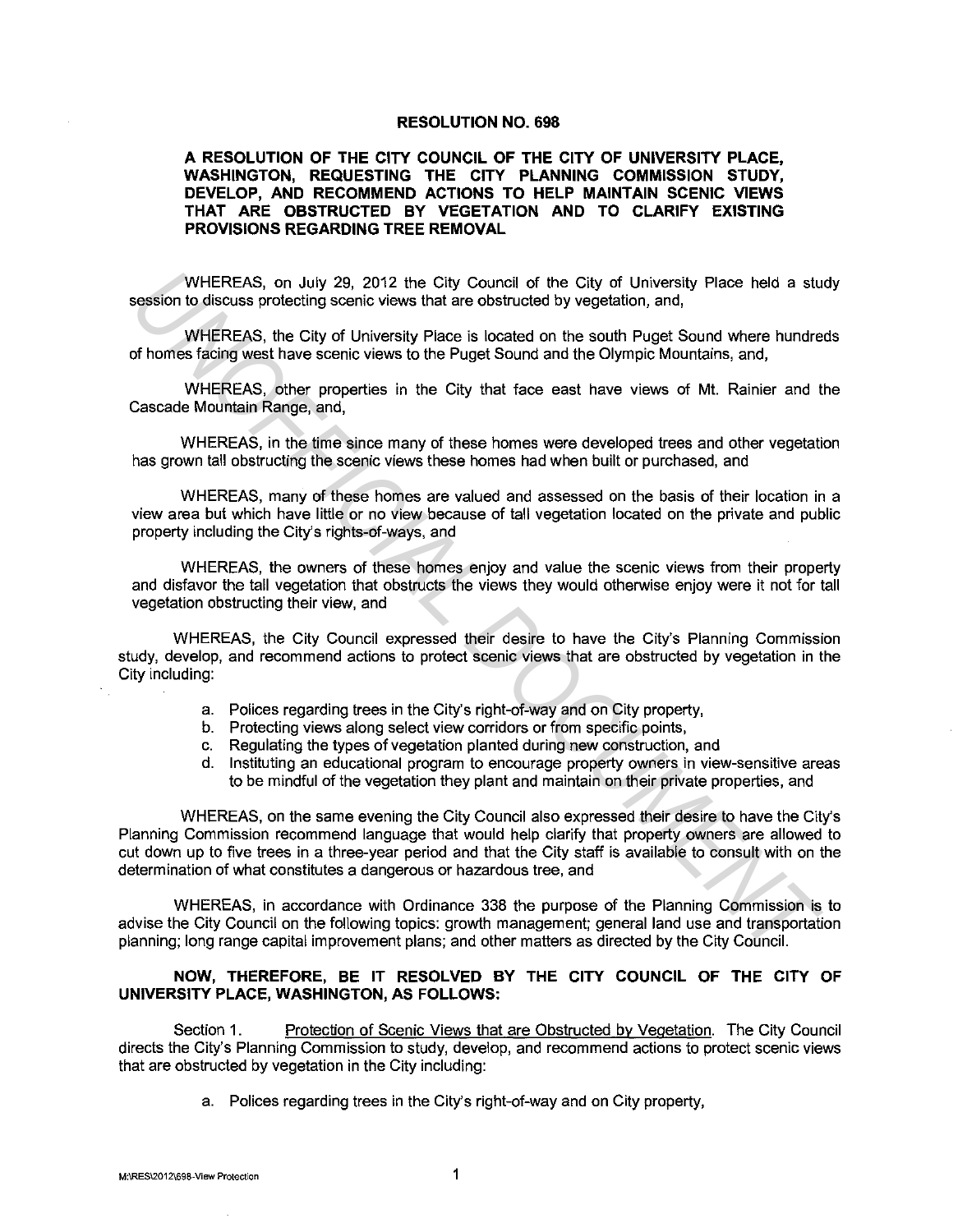# RESOLUTION NO. 698

**A RESOLUTION OF THE CITY COUNCIL OF THE CITY OF UNIVERSITY PLACE, WASHINGTON, REQUESTING THE CITY PLANNING COMMISSION STUDY, DEVELOP, AND RECOMMEND ACTIONS TO HELP MAINTAIN SCENIC VIEWS THAT ARE OBSTRUCTED BY VEGETATION AND TO CLARIFY EXISTING PROVISIONS REGARDING TREE REMOVAL**

WHEREAS, on July 29, 2012 the City Council of the City of University Place held a study session to discuss protecting scenic views that are obstructed by vegetation, and,

WHEREAS, the City of University Place is located on the south Puget Sound where hundreds of homes facing west have scenic views to the Puget Sound and the Olympic Mountains, and,

WHEREAS, other properties in the City that face east have views of Mt. Rainier and the Cascade Mountain Range, and,

WHEREAS, in the time since many of these homes were developed trees and other vegetation has grown tall obstructing the scenic views these homes had when built or purchased, and

WHEREAS, many of these homes are valued and assessed on the basis of their location in a view area but which have little or no view because of tall vegetation located on the private and public property including the City's rights-of-ways, and

WHEREAS, the owners of these homes enjoy and value the scenic views from their property and disfavor the tall vegetation that obstructs the views they would otherwise enjoy were it not for tall vegetation obstructing their view, and

WHEREAS, the City Council expressed their desire to have the City's Planning Commission study, develop, and recommend actions to protect scenic views that are obstructed by vegetation in the City including:

a. Polices regarding trees in the City's right-of-way and on City property,
b. Protecting views along select view corridors or from specific points,
c. Regulating the types of vegetation planted during new construction, and
d. Instituting an educational program to encourage property owners in view-sensitive areas to be mindful of the vegetation they plant and maintain on their private properties, and

WHEREAS, on the same evening the City Council also expressed their desire to have the City's Planning Commission recommend language that would help clarify that property owners are allowed to cut down up to five trees in a three-year period and that the City staff is available to consult with on the determination of what constitutes a dangerous or hazardous tree, and

WHEREAS, in accordance with Ordinance 338 the purpose of the Planning Commission is to advise the City Council on the following topics: growth management; general land use and transportation planning; long range capital improvement plans; and other matters as directed by the City Council.

**NOW, THEREFORE, BE IT RESOLVED BY THE CITY COUNCIL OF THE CITY OF UNIVERSITY PLACE, WASHINGTON, AS FOLLOWS:**

Section 1. Protection of Scenic Views that are Obstructed by Vegetation. The City Council directs the City's Planning Commission to study, develop, and recommend actions to protect scenic views that are obstructed by vegetation in the City including:

a. Polices regarding trees in the City's right-of-way and on City property,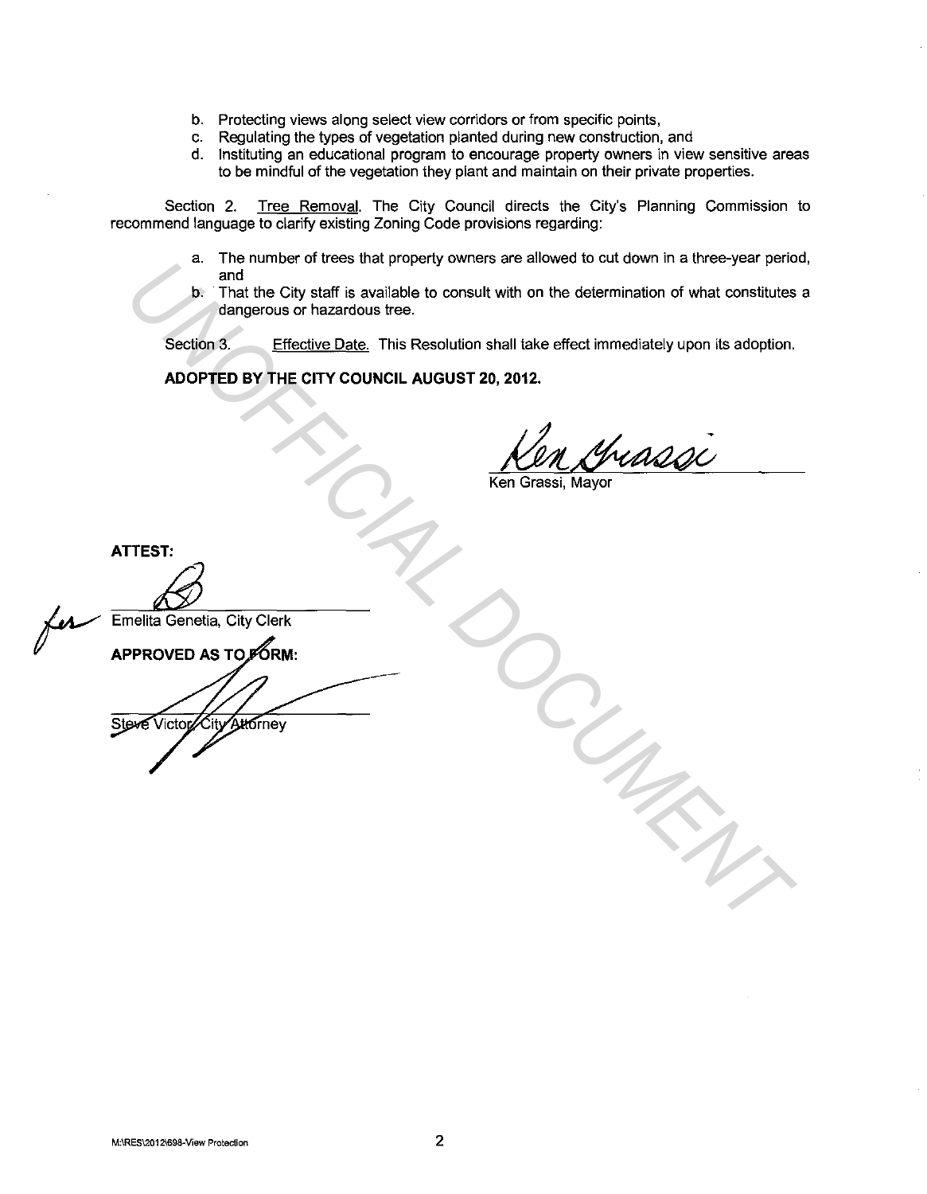b. Protecting views along select view corridors or from specific points,
c. Regulating the types of vegetation planted during new construction, and
d. Instituting an educational program to encourage property owners in view sensitive areas to be mindful of the vegetation they plant and maintain on their private properties.

Section 2. Tree Removal. The City Council directs the City's Planning Commission to recommend language to clarify existing Zoning Code provisions regarding:

a. The number of trees that property owners are allowed to cut down in a three-year period, and
b. That the City staff is available to consult with on the determination of what constitutes a dangerous or hazardous tree.

Section 3. Effective Date. This Resolution shall take effect immediately upon its adoption.

**ADOPTED BY THE CITY COUNCIL AUGUST 20, 2012.**

Ken Grassi, Mayor

**ATTEST:**

Emelita Genetia, City Clerk

**APPROVED AS TO FORM:**

Steve Victor, City Attorney

UNOFFICIAL DOCUMENT

M:\RES\2012\698-View Protection